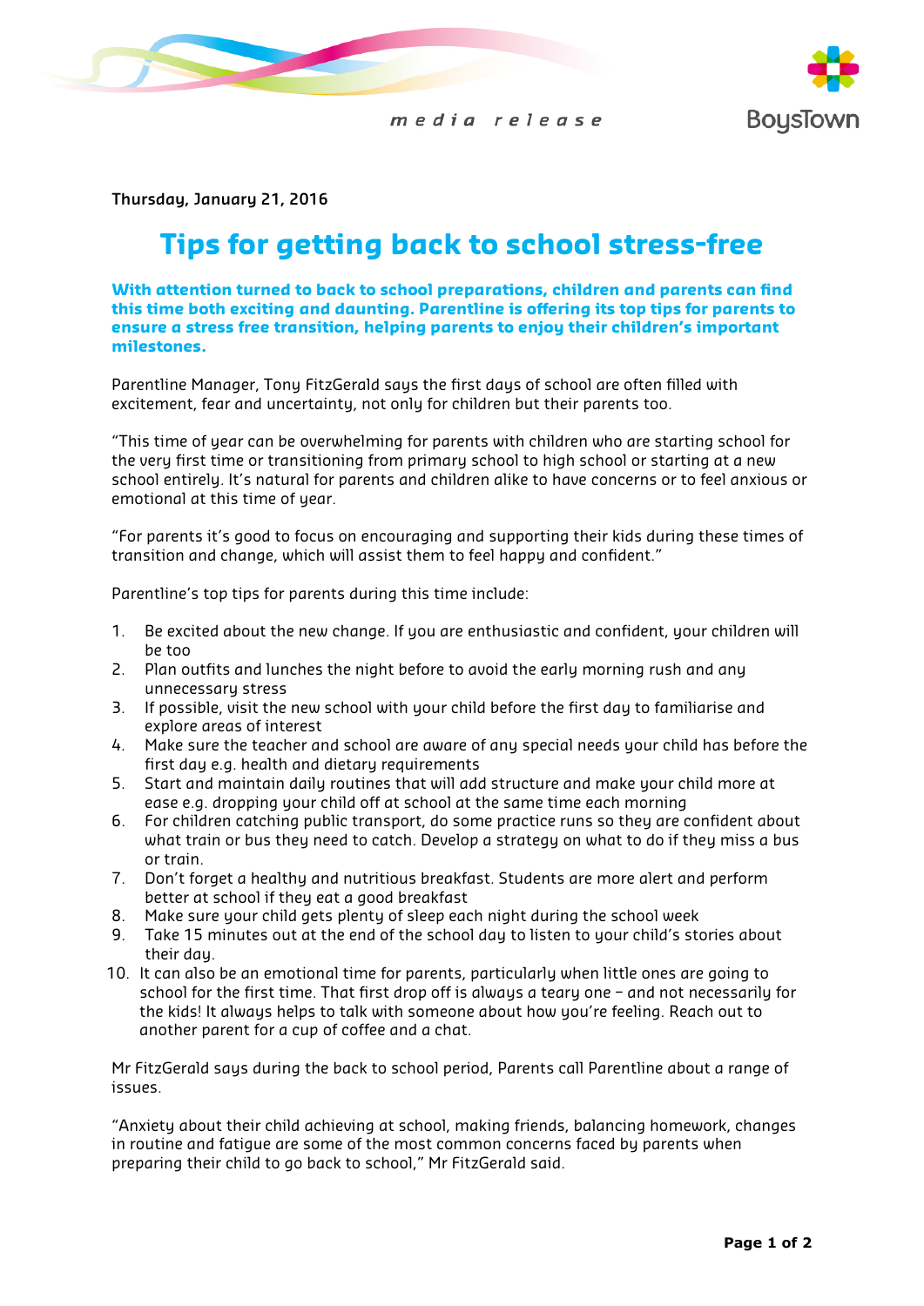media release

BoysTown

**Thursday, January 21, 2016**

# Tips for getting back to school stress-free

**With attention turned to back to school preparations, children and parents can find this time both exciting and daunting. Parentline is offering its top tips for parents to ensure a stress free transition, helping parents to enjoy their children's important milestones.**

Parentline Manager, Tony FitzGerald says the first days of school are often filled with excitement, fear and uncertainty, not only for children but their parents too.

"This time of year can be overwhelming for parents with children who are starting school for the very first time or transitioning from primary school to high school or starting at a new school entirely. It's natural for parents and children alike to have concerns or to feel anxious or emotional at this time of year.

"For parents it's good to focus on encouraging and supporting their kids during these times of transition and change, which will assist them to feel happy and confident."

Parentline's top tips for parents during this time include:

1. Be excited about the new change. If you are enthusiastic and confident, your children will be too
2. Plan outfits and lunches the night before to avoid the early morning rush and any unnecessary stress
3. If possible, visit the new school with your child before the first day to familiarise and explore areas of interest
4. Make sure the teacher and school are aware of any special needs your child has before the first day e.g. health and dietary requirements
5. Start and maintain daily routines that will add structure and make your child more at ease e.g. dropping your child off at school at the same time each morning
6. For children catching public transport, do some practice runs so they are confident about what train or bus they need to catch. Develop a strategy on what to do if they miss a bus or train.
7. Don't forget a healthy and nutritious breakfast. Students are more alert and perform better at school if they eat a good breakfast
8. Make sure your child gets plenty of sleep each night during the school week
9. Take 15 minutes out at the end of the school day to listen to your child's stories about their day.
10. It can also be an emotional time for parents, particularly when little ones are going to school for the first time. That first drop off is always a teary one – and not necessarily for the kids! It always helps to talk with someone about how you're feeling. Reach out to another parent for a cup of coffee and a chat.

Mr FitzGerald says during the back to school period, Parents call Parentline about a range of issues.

"Anxiety about their child achieving at school, making friends, balancing homework, changes in routine and fatigue are some of the most common concerns faced by parents when preparing their child to go back to school," Mr FitzGerald said.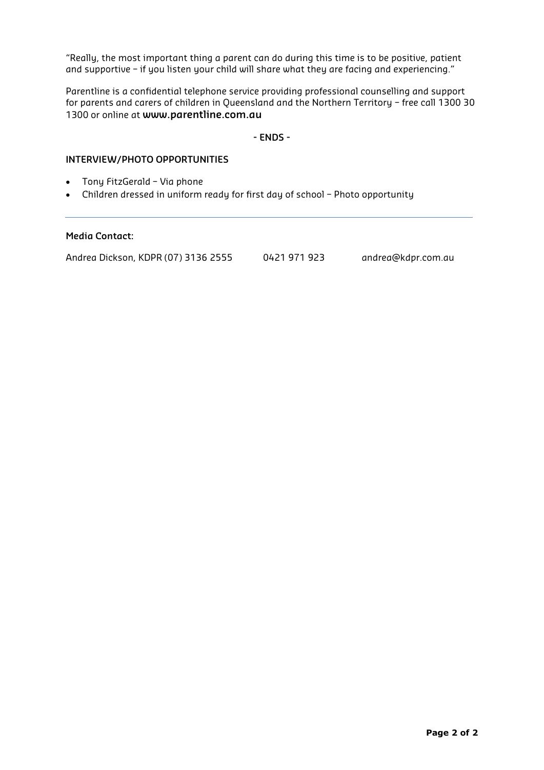"Really, the most important thing a parent can do during this time is to be positive, patient and supportive – if you listen your child will share what they are facing and experiencing."

Parentline is a confidential telephone service providing professional counselling and support for parents and carers of children in Queensland and the Northern Territory – free call 1300 30 1300 or online at **www.parentline.com.au**

**- ENDS -**

**INTERVIEW/PHOTO OPPORTUNITIES**

- Tony FitzGerald – Via phone
- Children dressed in uniform ready for first day of school – Photo opportunity

---

**Media Contact:**

Andrea Dickson, KDPR (07) 3136 2555 0421 971 923 andrea@kdpr.com.au